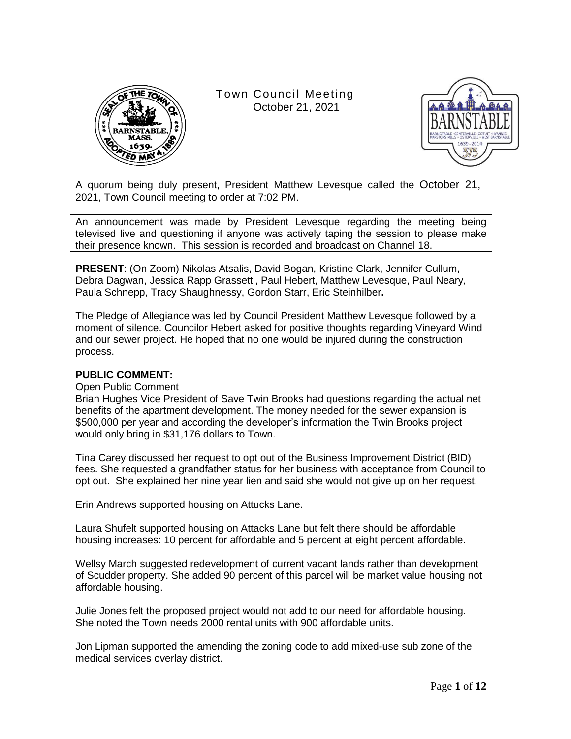Town Council Meeting
October 21, 2021

A quorum being duly present, President Matthew Levesque called the October 21, 2021, Town Council meeting to order at 7:02 PM.

An announcement was made by President Levesque regarding the meeting being televised live and questioning if anyone was actively taping the session to please make their presence known. This session is recorded and broadcast on Channel 18.

**PRESENT**: (On Zoom) Nikolas Atsalis, David Bogan, Kristine Clark, Jennifer Cullum, Debra Dagwan, Jessica Rapp Grassetti, Paul Hebert, Matthew Levesque, Paul Neary, Paula Schnepp, Tracy Shaughnessy, Gordon Starr, Eric Steinhilber**.**

The Pledge of Allegiance was led by Council President Matthew Levesque followed by a moment of silence. Councilor Hebert asked for positive thoughts regarding Vineyard Wind and our sewer project. He hoped that no one would be injured during the construction process.

**PUBLIC COMMENT:**

Open Public Comment

Brian Hughes Vice President of Save Twin Brooks had questions regarding the actual net benefits of the apartment development. The money needed for the sewer expansion is $500,000 per year and according the developer's information the Twin Brooks project would only bring in $31,176 dollars to Town.

Tina Carey discussed her request to opt out of the Business Improvement District (BID) fees. She requested a grandfather status for her business with acceptance from Council to opt out. She explained her nine year lien and said she would not give up on her request.

Erin Andrews supported housing on Attucks Lane.

Laura Shufelt supported housing on Attacks Lane but felt there should be affordable housing increases: 10 percent for affordable and 5 percent at eight percent affordable.

Wellsy March suggested redevelopment of current vacant lands rather than development of Scudder property. She added 90 percent of this parcel will be market value housing not affordable housing.

Julie Jones felt the proposed project would not add to our need for affordable housing. She noted the Town needs 2000 rental units with 900 affordable units.

Jon Lipman supported the amending the zoning code to add mixed-use sub zone of the medical services overlay district.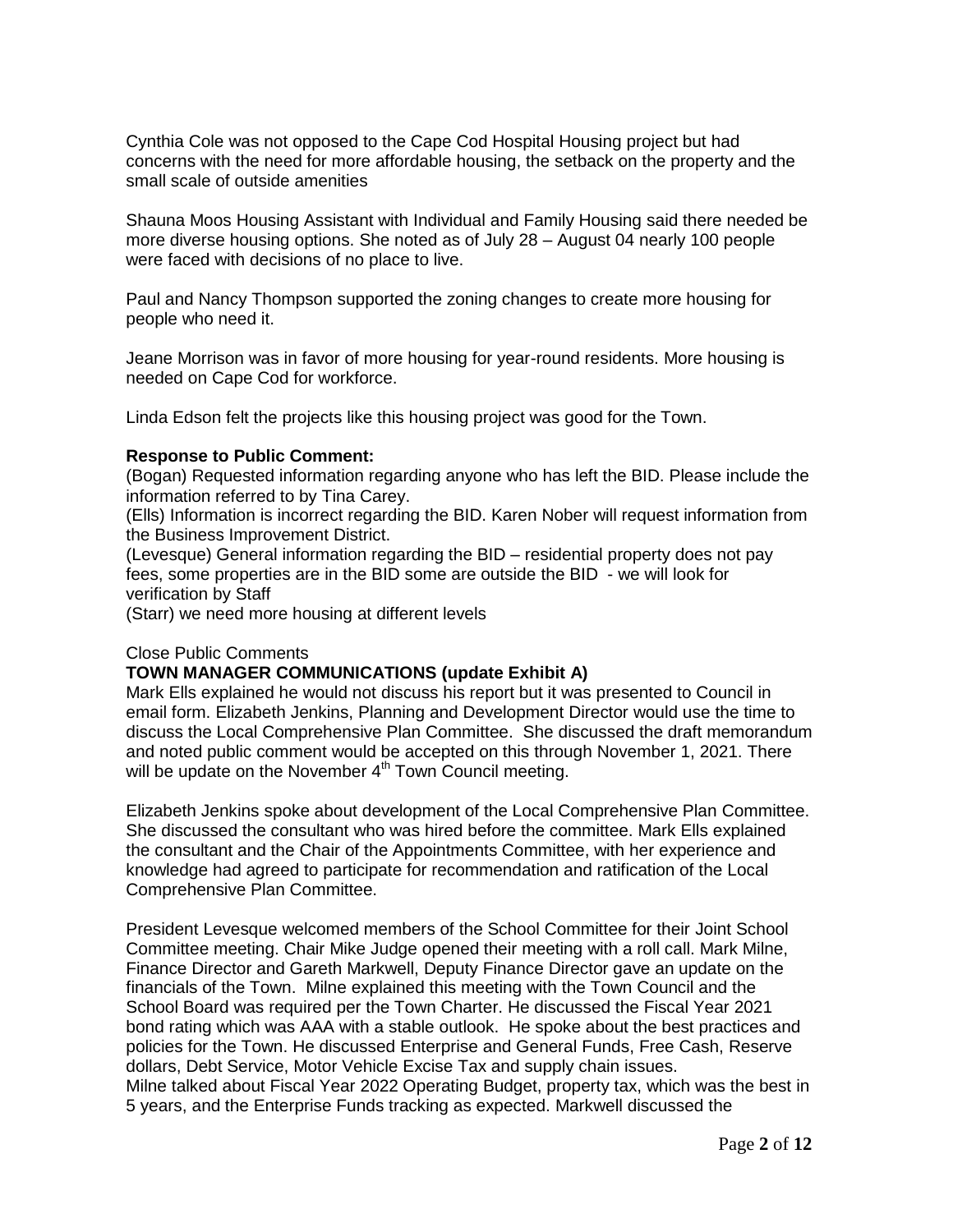Cynthia Cole was not opposed to the Cape Cod Hospital Housing project but had concerns with the need for more affordable housing, the setback on the property and the small scale of outside amenities

Shauna Moos Housing Assistant with Individual and Family Housing said there needed be more diverse housing options. She noted as of July 28 – August 04 nearly 100 people were faced with decisions of no place to live.

Paul and Nancy Thompson supported the zoning changes to create more housing for people who need it.

Jeane Morrison was in favor of more housing for year-round residents. More housing is needed on Cape Cod for workforce.

Linda Edson felt the projects like this housing project was good for the Town.

**Response to Public Comment:**
(Bogan) Requested information regarding anyone who has left the BID. Please include the information referred to by Tina Carey.
(Ells) Information is incorrect regarding the BID. Karen Nober will request information from the Business Improvement District.
(Levesque) General information regarding the BID – residential property does not pay fees, some properties are in the BID some are outside the BID - we will look for verification by Staff
(Starr) we need more housing at different levels

Close Public Comments

**TOWN MANAGER COMMUNICATIONS (update Exhibit A)**
Mark Ells explained he would not discuss his report but it was presented to Council in email form. Elizabeth Jenkins, Planning and Development Director would use the time to discuss the Local Comprehensive Plan Committee. She discussed the draft memorandum and noted public comment would be accepted on this through November 1, 2021. There will be update on the November 4th Town Council meeting.

Elizabeth Jenkins spoke about development of the Local Comprehensive Plan Committee. She discussed the consultant who was hired before the committee. Mark Ells explained the consultant and the Chair of the Appointments Committee, with her experience and knowledge had agreed to participate for recommendation and ratification of the Local Comprehensive Plan Committee.

President Levesque welcomed members of the School Committee for their Joint School Committee meeting. Chair Mike Judge opened their meeting with a roll call. Mark Milne, Finance Director and Gareth Markwell, Deputy Finance Director gave an update on the financials of the Town. Milne explained this meeting with the Town Council and the School Board was required per the Town Charter. He discussed the Fiscal Year 2021 bond rating which was AAA with a stable outlook. He spoke about the best practices and policies for the Town. He discussed Enterprise and General Funds, Free Cash, Reserve dollars, Debt Service, Motor Vehicle Excise Tax and supply chain issues.
Milne talked about Fiscal Year 2022 Operating Budget, property tax, which was the best in 5 years, and the Enterprise Funds tracking as expected. Markwell discussed the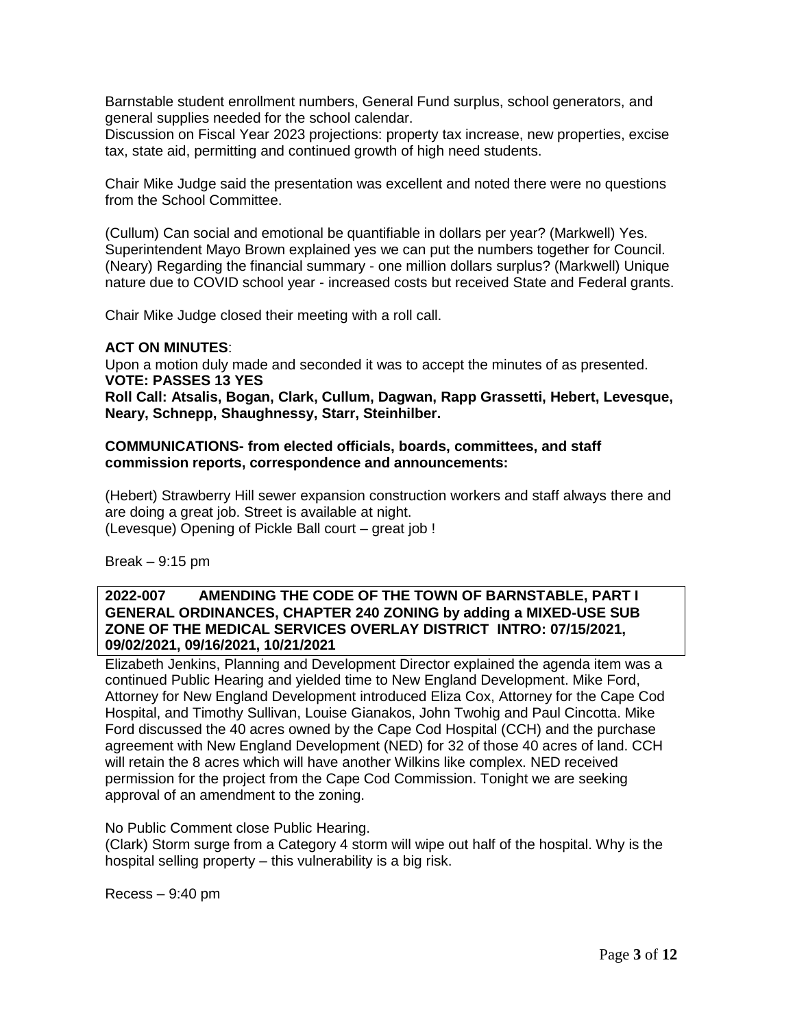Barnstable student enrollment numbers, General Fund surplus, school generators, and general supplies needed for the school calendar.
Discussion on Fiscal Year 2023 projections: property tax increase, new properties, excise tax, state aid, permitting and continued growth of high need students.

Chair Mike Judge said the presentation was excellent and noted there were no questions from the School Committee.

(Cullum) Can social and emotional be quantifiable in dollars per year? (Markwell) Yes. Superintendent Mayo Brown explained yes we can put the numbers together for Council. (Neary) Regarding the financial summary - one million dollars surplus? (Markwell) Unique nature due to COVID school year - increased costs but received State and Federal grants.

Chair Mike Judge closed their meeting with a roll call.

**ACT ON MINUTES**:
Upon a motion duly made and seconded it was to accept the minutes of as presented.
**VOTE: PASSES 13 YES**
**Roll Call: Atsalis, Bogan, Clark, Cullum, Dagwan, Rapp Grassetti, Hebert, Levesque, Neary, Schnepp, Shaughnessy, Starr, Steinhilber.**

**COMMUNICATIONS- from elected officials, boards, committees, and staff commission reports, correspondence and announcements:**

(Hebert) Strawberry Hill sewer expansion construction workers and staff always there and are doing a great job. Street is available at night.
(Levesque) Opening of Pickle Ball court – great job !

Break – 9:15 pm

**2022-007 AMENDING THE CODE OF THE TOWN OF BARNSTABLE, PART I GENERAL ORDINANCES, CHAPTER 240 ZONING by adding a MIXED-USE SUB ZONE OF THE MEDICAL SERVICES OVERLAY DISTRICT INTRO: 07/15/2021, 09/02/2021, 09/16/2021, 10/21/2021**

Elizabeth Jenkins, Planning and Development Director explained the agenda item was a continued Public Hearing and yielded time to New England Development. Mike Ford, Attorney for New England Development introduced Eliza Cox, Attorney for the Cape Cod Hospital, and Timothy Sullivan, Louise Gianakos, John Twohig and Paul Cincotta. Mike Ford discussed the 40 acres owned by the Cape Cod Hospital (CCH) and the purchase agreement with New England Development (NED) for 32 of those 40 acres of land. CCH will retain the 8 acres which will have another Wilkins like complex. NED received permission for the project from the Cape Cod Commission. Tonight we are seeking approval of an amendment to the zoning.

No Public Comment close Public Hearing.
(Clark) Storm surge from a Category 4 storm will wipe out half of the hospital. Why is the hospital selling property – this vulnerability is a big risk.

Recess – 9:40 pm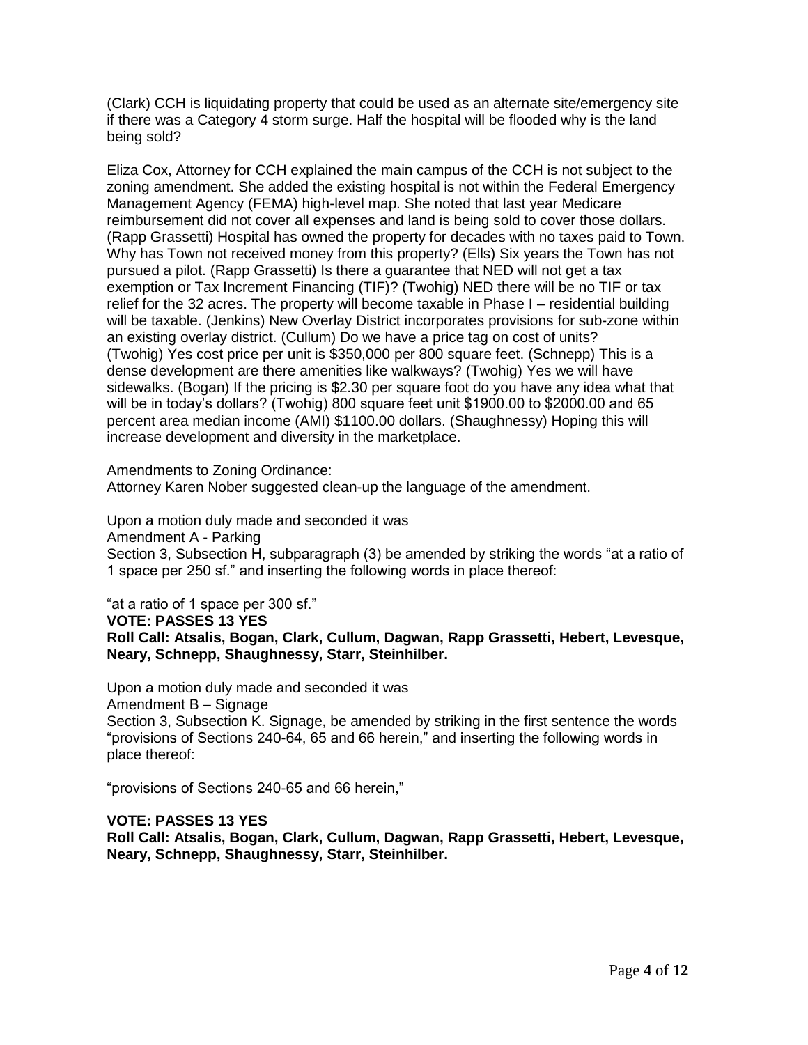(Clark) CCH is liquidating property that could be used as an alternate site/emergency site if there was a Category 4 storm surge. Half the hospital will be flooded why is the land being sold?

Eliza Cox, Attorney for CCH explained the main campus of the CCH is not subject to the zoning amendment. She added the existing hospital is not within the Federal Emergency Management Agency (FEMA) high-level map. She noted that last year Medicare reimbursement did not cover all expenses and land is being sold to cover those dollars. (Rapp Grassetti) Hospital has owned the property for decades with no taxes paid to Town. Why has Town not received money from this property? (Ells) Six years the Town has not pursued a pilot. (Rapp Grassetti) Is there a guarantee that NED will not get a tax exemption or Tax Increment Financing (TIF)? (Twohig) NED there will be no TIF or tax relief for the 32 acres. The property will become taxable in Phase I – residential building will be taxable. (Jenkins) New Overlay District incorporates provisions for sub-zone within an existing overlay district. (Cullum) Do we have a price tag on cost of units? (Twohig) Yes cost price per unit is $350,000 per 800 square feet. (Schnepp) This is a dense development are there amenities like walkways? (Twohig) Yes we will have sidewalks. (Bogan) If the pricing is $2.30 per square foot do you have any idea what that will be in today's dollars? (Twohig) 800 square feet unit $1900.00 to $2000.00 and 65 percent area median income (AMI) $1100.00 dollars. (Shaughnessy) Hoping this will increase development and diversity in the marketplace.

Amendments to Zoning Ordinance:
Attorney Karen Nober suggested clean-up the language of the amendment.

Upon a motion duly made and seconded it was
Amendment A - Parking
Section 3, Subsection H, subparagraph (3) be amended by striking the words "at a ratio of 1 space per 250 sf." and inserting the following words in place thereof:

"at a ratio of 1 space per 300 sf."
**VOTE: PASSES 13 YES**
**Roll Call: Atsalis, Bogan, Clark, Cullum, Dagwan, Rapp Grassetti, Hebert, Levesque, Neary, Schnepp, Shaughnessy, Starr, Steinhilber.**

Upon a motion duly made and seconded it was
Amendment B – Signage
Section 3, Subsection K. Signage, be amended by striking in the first sentence the words "provisions of Sections 240-64, 65 and 66 herein," and inserting the following words in place thereof:

"provisions of Sections 240-65 and 66 herein,"

**VOTE: PASSES 13 YES**
**Roll Call: Atsalis, Bogan, Clark, Cullum, Dagwan, Rapp Grassetti, Hebert, Levesque, Neary, Schnepp, Shaughnessy, Starr, Steinhilber.**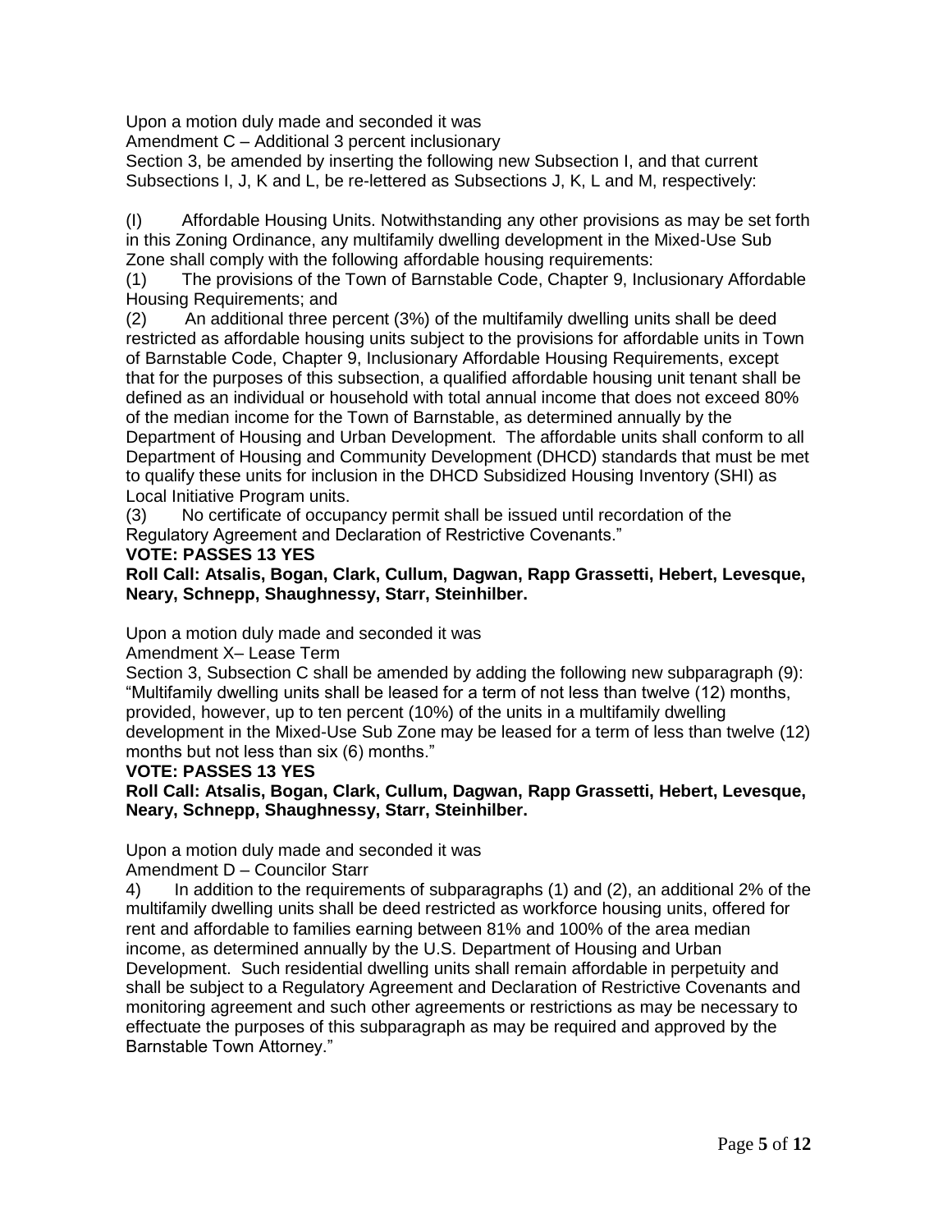Upon a motion duly made and seconded it was

Amendment C – Additional 3 percent inclusionary

Section 3, be amended by inserting the following new Subsection I, and that current Subsections I, J, K and L, be re-lettered as Subsections J, K, L and M, respectively:

(I) Affordable Housing Units. Notwithstanding any other provisions as may be set forth in this Zoning Ordinance, any multifamily dwelling development in the Mixed-Use Sub Zone shall comply with the following affordable housing requirements:

(1) The provisions of the Town of Barnstable Code, Chapter 9, Inclusionary Affordable Housing Requirements; and

(2) An additional three percent (3%) of the multifamily dwelling units shall be deed restricted as affordable housing units subject to the provisions for affordable units in Town of Barnstable Code, Chapter 9, Inclusionary Affordable Housing Requirements, except that for the purposes of this subsection, a qualified affordable housing unit tenant shall be defined as an individual or household with total annual income that does not exceed 80% of the median income for the Town of Barnstable, as determined annually by the Department of Housing and Urban Development. The affordable units shall conform to all Department of Housing and Community Development (DHCD) standards that must be met to qualify these units for inclusion in the DHCD Subsidized Housing Inventory (SHI) as Local Initiative Program units.

(3) No certificate of occupancy permit shall be issued until recordation of the Regulatory Agreement and Declaration of Restrictive Covenants."

**VOTE: PASSES 13 YES**

**Roll Call: Atsalis, Bogan, Clark, Cullum, Dagwan, Rapp Grassetti, Hebert, Levesque, Neary, Schnepp, Shaughnessy, Starr, Steinhilber.**

Upon a motion duly made and seconded it was

Amendment X– Lease Term

Section 3, Subsection C shall be amended by adding the following new subparagraph (9): "Multifamily dwelling units shall be leased for a term of not less than twelve (12) months, provided, however, up to ten percent (10%) of the units in a multifamily dwelling development in the Mixed-Use Sub Zone may be leased for a term of less than twelve (12) months but not less than six (6) months."

**VOTE: PASSES 13 YES**

**Roll Call: Atsalis, Bogan, Clark, Cullum, Dagwan, Rapp Grassetti, Hebert, Levesque, Neary, Schnepp, Shaughnessy, Starr, Steinhilber.**

Upon a motion duly made and seconded it was

Amendment D – Councilor Starr

4) In addition to the requirements of subparagraphs (1) and (2), an additional 2% of the multifamily dwelling units shall be deed restricted as workforce housing units, offered for rent and affordable to families earning between 81% and 100% of the area median income, as determined annually by the U.S. Department of Housing and Urban Development. Such residential dwelling units shall remain affordable in perpetuity and shall be subject to a Regulatory Agreement and Declaration of Restrictive Covenants and monitoring agreement and such other agreements or restrictions as may be necessary to effectuate the purposes of this subparagraph as may be required and approved by the Barnstable Town Attorney."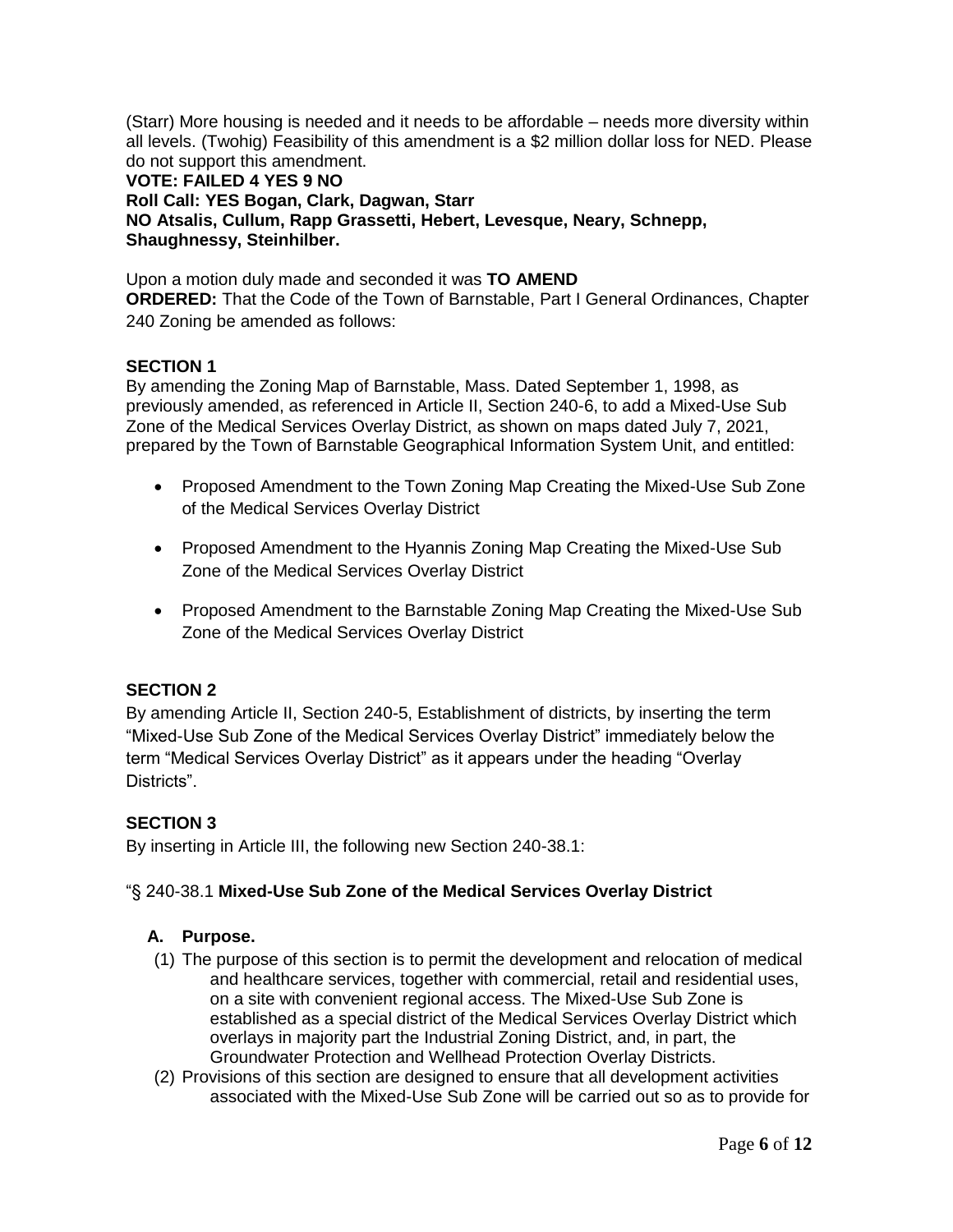(Starr) More housing is needed and it needs to be affordable – needs more diversity within all levels. (Twohig) Feasibility of this amendment is a $2 million dollar loss for NED. Please do not support this amendment.

**VOTE: FAILED 4 YES 9 NO**
**Roll Call: YES Bogan, Clark, Dagwan, Starr**
**NO Atsalis, Cullum, Rapp Grassetti, Hebert, Levesque, Neary, Schnepp, Shaughnessy, Steinhilber.**

Upon a motion duly made and seconded it was **TO AMEND**
**ORDERED:** That the Code of the Town of Barnstable, Part I General Ordinances, Chapter 240 Zoning be amended as follows:

**SECTION 1**

By amending the Zoning Map of Barnstable, Mass. Dated September 1, 1998, as previously amended, as referenced in Article II, Section 240-6, to add a Mixed-Use Sub Zone of the Medical Services Overlay District, as shown on maps dated July 7, 2021, prepared by the Town of Barnstable Geographical Information System Unit, and entitled:

- Proposed Amendment to the Town Zoning Map Creating the Mixed-Use Sub Zone of the Medical Services Overlay District
- Proposed Amendment to the Hyannis Zoning Map Creating the Mixed-Use Sub Zone of the Medical Services Overlay District
- Proposed Amendment to the Barnstable Zoning Map Creating the Mixed-Use Sub Zone of the Medical Services Overlay District

**SECTION 2**

By amending Article II, Section 240-5, Establishment of districts, by inserting the term "Mixed-Use Sub Zone of the Medical Services Overlay District" immediately below the term "Medical Services Overlay District" as it appears under the heading "Overlay Districts".

**SECTION 3**

By inserting in Article III, the following new Section 240-38.1:

"§ 240-38.1 **Mixed-Use Sub Zone of the Medical Services Overlay District**

**A. Purpose.**

(1) The purpose of this section is to permit the development and relocation of medical and healthcare services, together with commercial, retail and residential uses, on a site with convenient regional access. The Mixed-Use Sub Zone is established as a special district of the Medical Services Overlay District which overlays in majority part the Industrial Zoning District, and, in part, the Groundwater Protection and Wellhead Protection Overlay Districts.

(2) Provisions of this section are designed to ensure that all development activities associated with the Mixed-Use Sub Zone will be carried out so as to provide for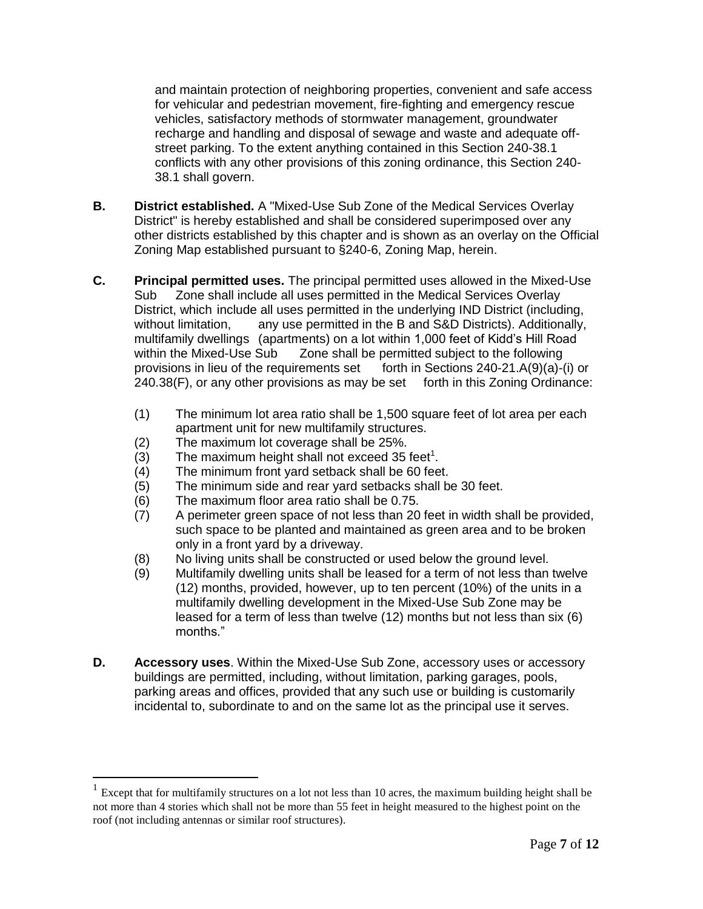and maintain protection of neighboring properties, convenient and safe access for vehicular and pedestrian movement, fire-fighting and emergency rescue vehicles, satisfactory methods of stormwater management, groundwater recharge and handling and disposal of sewage and waste and adequate off-street parking. To the extent anything contained in this Section 240-38.1 conflicts with any other provisions of this zoning ordinance, this Section 240-38.1 shall govern.

**B. District established.** A "Mixed-Use Sub Zone of the Medical Services Overlay District" is hereby established and shall be considered superimposed over any other districts established by this chapter and is shown as an overlay on the Official Zoning Map established pursuant to §240-6, Zoning Map, herein.

**C. Principal permitted uses.** The principal permitted uses allowed in the Mixed-Use Sub Zone shall include all uses permitted in the Medical Services Overlay District, which include all uses permitted in the underlying IND District (including, without limitation, any use permitted in the B and S&D Districts). Additionally, multifamily dwellings (apartments) on a lot within 1,000 feet of Kidd's Hill Road within the Mixed-Use Sub Zone shall be permitted subject to the following provisions in lieu of the requirements set forth in Sections 240-21.A(9)(a)-(i) or 240.38(F), or any other provisions as may be set forth in this Zoning Ordinance:

(1) The minimum lot area ratio shall be 1,500 square feet of lot area per each apartment unit for new multifamily structures.
(2) The maximum lot coverage shall be 25%.
(3) The maximum height shall not exceed 35 feet[1].
(4) The minimum front yard setback shall be 60 feet.
(5) The minimum side and rear yard setbacks shall be 30 feet.
(6) The maximum floor area ratio shall be 0.75.
(7) A perimeter green space of not less than 20 feet in width shall be provided, such space to be planted and maintained as green area and to be broken only in a front yard by a driveway.
(8) No living units shall be constructed or used below the ground level.
(9) Multifamily dwelling units shall be leased for a term of not less than twelve (12) months, provided, however, up to ten percent (10%) of the units in a multifamily dwelling development in the Mixed-Use Sub Zone may be leased for a term of less than twelve (12) months but not less than six (6) months."

**D. Accessory uses**. Within the Mixed-Use Sub Zone, accessory uses or accessory buildings are permitted, including, without limitation, parking garages, pools, parking areas and offices, provided that any such use or building is customarily incidental to, subordinate to and on the same lot as the principal use it serves.

---

[1] Except that for multifamily structures on a lot not less than 10 acres, the maximum building height shall be not more than 4 stories which shall not be more than 55 feet in height measured to the highest point on the roof (not including antennas or similar roof structures).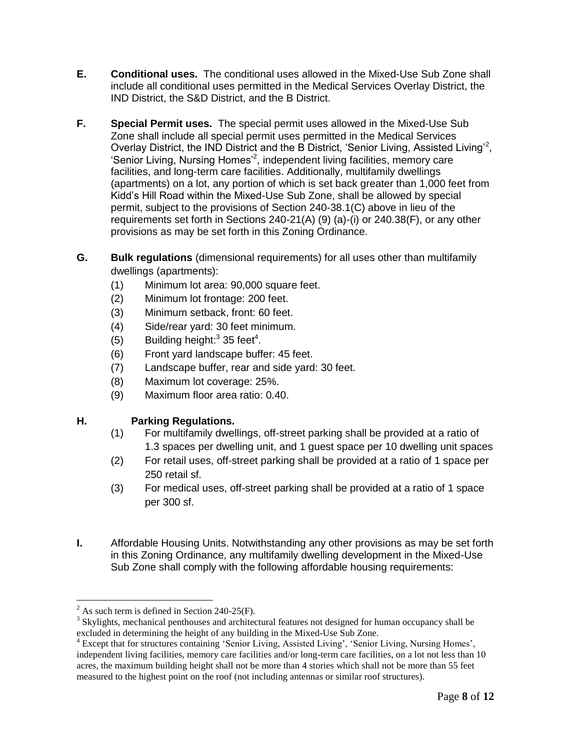**E.** **Conditional uses.** The conditional uses allowed in the Mixed-Use Sub Zone shall include all conditional uses permitted in the Medical Services Overlay District, the IND District, the S&D District, and the B District.

**F.** **Special Permit uses.** The special permit uses allowed in the Mixed-Use Sub Zone shall include all special permit uses permitted in the Medical Services Overlay District, the IND District and the B District, 'Senior Living, Assisted Living'[2], 'Senior Living, Nursing Homes'[2], independent living facilities, memory care facilities, and long-term care facilities. Additionally, multifamily dwellings (apartments) on a lot, any portion of which is set back greater than 1,000 feet from Kidd's Hill Road within the Mixed-Use Sub Zone, shall be allowed by special permit, subject to the provisions of Section 240-38.1(C) above in lieu of the requirements set forth in Sections 240-21(A) (9) (a)-(i) or 240.38(F), or any other provisions as may be set forth in this Zoning Ordinance.

**G.** **Bulk regulations** (dimensional requirements) for all uses other than multifamily dwellings (apartments):

(1) Minimum lot area: 90,000 square feet.
(2) Minimum lot frontage: 200 feet.
(3) Minimum setback, front: 60 feet.
(4) Side/rear yard: 30 feet minimum.
(5) Building height:[3] 35 feet[4].
(6) Front yard landscape buffer: 45 feet.
(7) Landscape buffer, rear and side yard: 30 feet.
(8) Maximum lot coverage: 25%.
(9) Maximum floor area ratio: 0.40.

**H.** **Parking Regulations.**

(1) For multifamily dwellings, off-street parking shall be provided at a ratio of 1.3 spaces per dwelling unit, and 1 guest space per 10 dwelling unit spaces
(2) For retail uses, off-street parking shall be provided at a ratio of 1 space per 250 retail sf.
(3) For medical uses, off-street parking shall be provided at a ratio of 1 space per 300 sf.

**I.** Affordable Housing Units. Notwithstanding any other provisions as may be set forth in this Zoning Ordinance, any multifamily dwelling development in the Mixed-Use Sub Zone shall comply with the following affordable housing requirements:

---

[2] As such term is defined in Section 240-25(F).

[3] Skylights, mechanical penthouses and architectural features not designed for human occupancy shall be excluded in determining the height of any building in the Mixed-Use Sub Zone.

[4] Except that for structures containing 'Senior Living, Assisted Living', 'Senior Living, Nursing Homes', independent living facilities, memory care facilities and/or long-term care facilities, on a lot not less than 10 acres, the maximum building height shall not be more than 4 stories which shall not be more than 55 feet measured to the highest point on the roof (not including antennas or similar roof structures).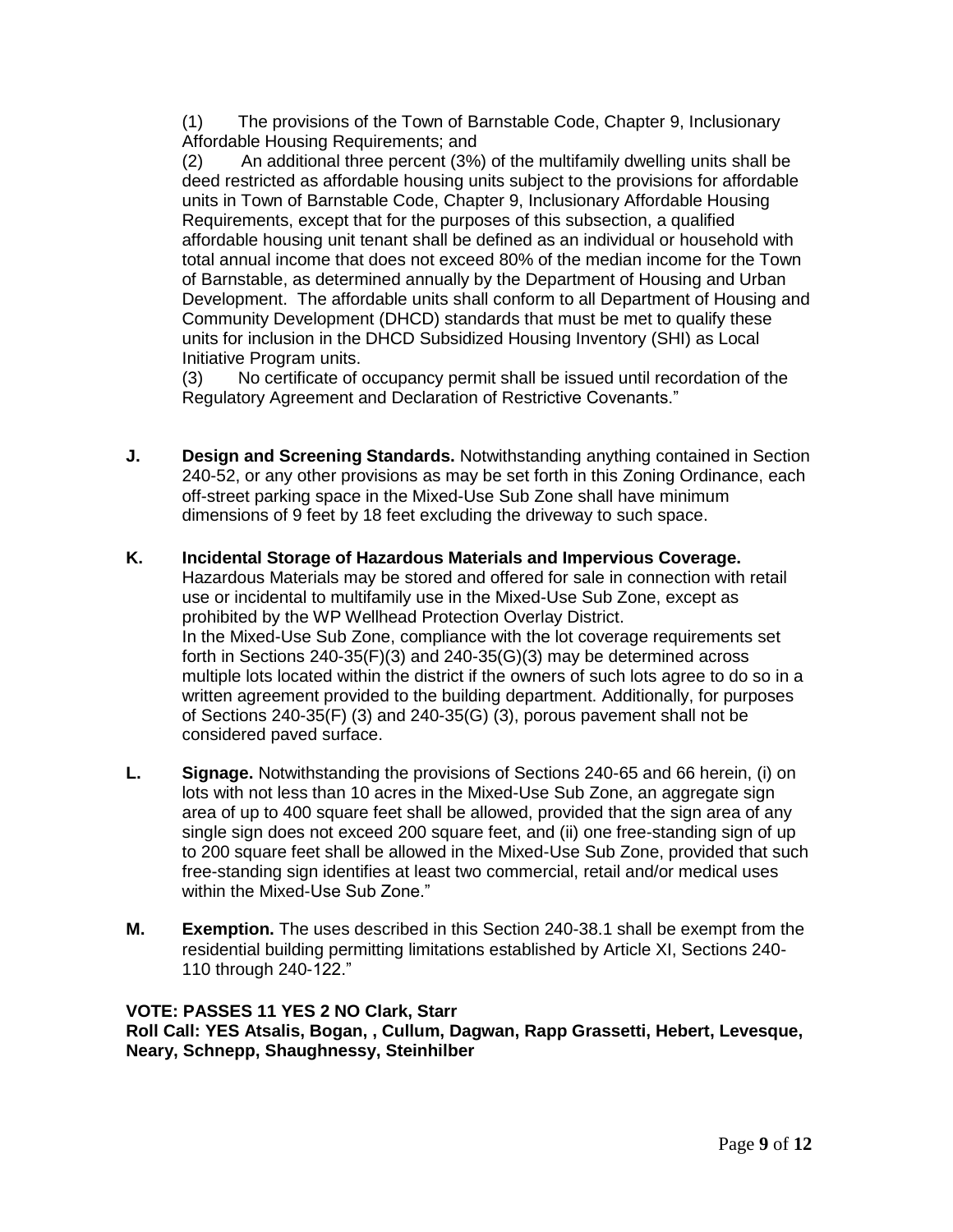(1) The provisions of the Town of Barnstable Code, Chapter 9, Inclusionary Affordable Housing Requirements; and

(2) An additional three percent (3%) of the multifamily dwelling units shall be deed restricted as affordable housing units subject to the provisions for affordable units in Town of Barnstable Code, Chapter 9, Inclusionary Affordable Housing Requirements, except that for the purposes of this subsection, a qualified affordable housing unit tenant shall be defined as an individual or household with total annual income that does not exceed 80% of the median income for the Town of Barnstable, as determined annually by the Department of Housing and Urban Development. The affordable units shall conform to all Department of Housing and Community Development (DHCD) standards that must be met to qualify these units for inclusion in the DHCD Subsidized Housing Inventory (SHI) as Local Initiative Program units.

(3) No certificate of occupancy permit shall be issued until recordation of the Regulatory Agreement and Declaration of Restrictive Covenants."

**J. Design and Screening Standards.** Notwithstanding anything contained in Section 240-52, or any other provisions as may be set forth in this Zoning Ordinance, each off-street parking space in the Mixed-Use Sub Zone shall have minimum dimensions of 9 feet by 18 feet excluding the driveway to such space.

**K. Incidental Storage of Hazardous Materials and Impervious Coverage.** Hazardous Materials may be stored and offered for sale in connection with retail use or incidental to multifamily use in the Mixed-Use Sub Zone, except as prohibited by the WP Wellhead Protection Overlay District.
In the Mixed-Use Sub Zone, compliance with the lot coverage requirements set forth in Sections 240-35(F)(3) and 240-35(G)(3) may be determined across multiple lots located within the district if the owners of such lots agree to do so in a written agreement provided to the building department. Additionally, for purposes of Sections 240-35(F) (3) and 240-35(G) (3), porous pavement shall not be considered paved surface.

**L. Signage.** Notwithstanding the provisions of Sections 240-65 and 66 herein, (i) on lots with not less than 10 acres in the Mixed-Use Sub Zone, an aggregate sign area of up to 400 square feet shall be allowed, provided that the sign area of any single sign does not exceed 200 square feet, and (ii) one free-standing sign of up to 200 square feet shall be allowed in the Mixed-Use Sub Zone, provided that such free-standing sign identifies at least two commercial, retail and/or medical uses within the Mixed-Use Sub Zone."

**M. Exemption.** The uses described in this Section 240-38.1 shall be exempt from the residential building permitting limitations established by Article XI, Sections 240-110 through 240-122."

**VOTE: PASSES 11 YES 2 NO Clark, Starr**
**Roll Call: YES Atsalis, Bogan, , Cullum, Dagwan, Rapp Grassetti, Hebert, Levesque, Neary, Schnepp, Shaughnessy, Steinhilber**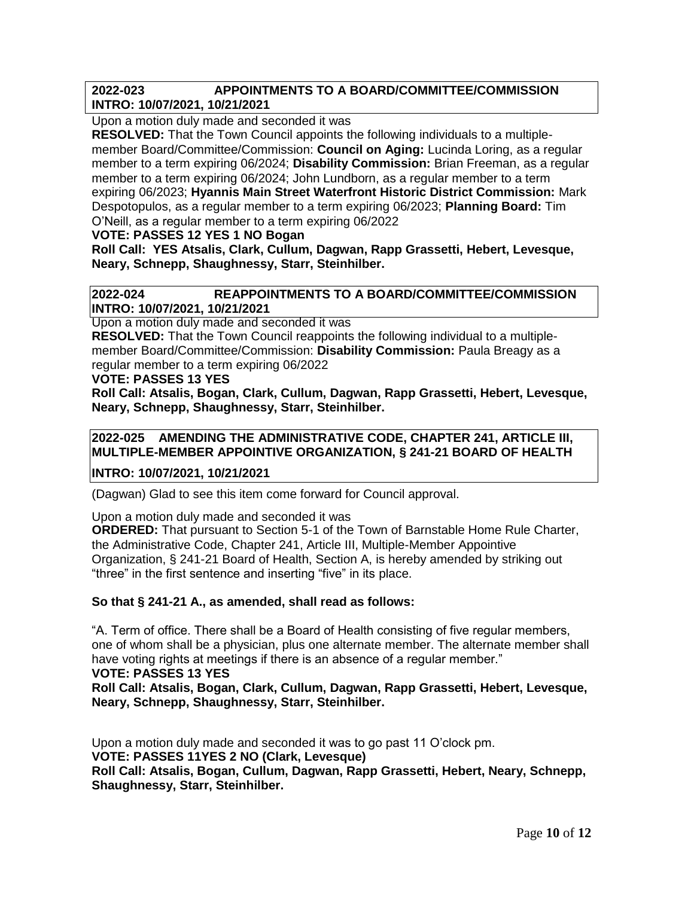**2022-023 APPOINTMENTS TO A BOARD/COMMITTEE/COMMISSION**
**INTRO: 10/07/2021, 10/21/2021**

Upon a motion duly made and seconded it was
**RESOLVED:** That the Town Council appoints the following individuals to a multiple-member Board/Committee/Commission: **Council on Aging:** Lucinda Loring, as a regular member to a term expiring 06/2024; **Disability Commission:** Brian Freeman, as a regular member to a term expiring 06/2024; John Lundborn, as a regular member to a term expiring 06/2023; **Hyannis Main Street Waterfront Historic District Commission:** Mark Despotopulos, as a regular member to a term expiring 06/2023; **Planning Board:** Tim O'Neill, as a regular member to a term expiring 06/2022
**VOTE: PASSES 12 YES 1 NO Bogan**
**Roll Call: YES Atsalis, Clark, Cullum, Dagwan, Rapp Grassetti, Hebert, Levesque, Neary, Schnepp, Shaughnessy, Starr, Steinhilber.**

**2022-024 REAPPOINTMENTS TO A BOARD/COMMITTEE/COMMISSION**
**INTRO: 10/07/2021, 10/21/2021**

Upon a motion duly made and seconded it was
**RESOLVED:** That the Town Council reappoints the following individual to a multiple-member Board/Committee/Commission: **Disability Commission:** Paula Breagy as a regular member to a term expiring 06/2022
**VOTE: PASSES 13 YES**
**Roll Call: Atsalis, Bogan, Clark, Cullum, Dagwan, Rapp Grassetti, Hebert, Levesque, Neary, Schnepp, Shaughnessy, Starr, Steinhilber.**

**2022-025 AMENDING THE ADMINISTRATIVE CODE, CHAPTER 241, ARTICLE III, MULTIPLE-MEMBER APPOINTIVE ORGANIZATION, § 241-21 BOARD OF HEALTH**
**INTRO: 10/07/2021, 10/21/2021**

(Dagwan) Glad to see this item come forward for Council approval.

Upon a motion duly made and seconded it was
**ORDERED:** That pursuant to Section 5-1 of the Town of Barnstable Home Rule Charter, the Administrative Code, Chapter 241, Article III, Multiple-Member Appointive Organization, § 241-21 Board of Health, Section A, is hereby amended by striking out "three" in the first sentence and inserting "five" in its place.

**So that § 241-21 A., as amended, shall read as follows:**

"A. Term of office. There shall be a Board of Health consisting of five regular members, one of whom shall be a physician, plus one alternate member. The alternate member shall have voting rights at meetings if there is an absence of a regular member."
**VOTE: PASSES 13 YES**
**Roll Call: Atsalis, Bogan, Clark, Cullum, Dagwan, Rapp Grassetti, Hebert, Levesque, Neary, Schnepp, Shaughnessy, Starr, Steinhilber.**

Upon a motion duly made and seconded it was to go past 11 O'clock pm.
**VOTE: PASSES 11YES 2 NO (Clark, Levesque)**
**Roll Call: Atsalis, Bogan, Cullum, Dagwan, Rapp Grassetti, Hebert, Neary, Schnepp, Shaughnessy, Starr, Steinhilber.**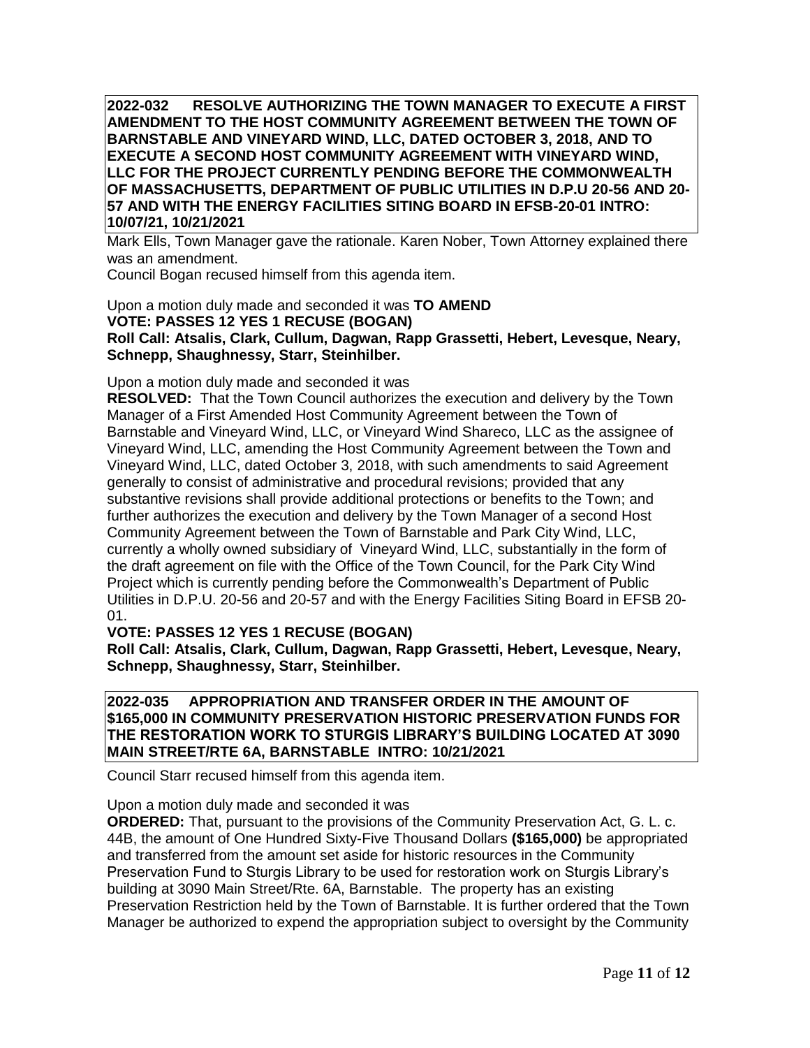**2022-032 RESOLVE AUTHORIZING THE TOWN MANAGER TO EXECUTE A FIRST AMENDMENT TO THE HOST COMMUNITY AGREEMENT BETWEEN THE TOWN OF BARNSTABLE AND VINEYARD WIND, LLC, DATED OCTOBER 3, 2018, AND TO EXECUTE A SECOND HOST COMMUNITY AGREEMENT WITH VINEYARD WIND, LLC FOR THE PROJECT CURRENTLY PENDING BEFORE THE COMMONWEALTH OF MASSACHUSETTS, DEPARTMENT OF PUBLIC UTILITIES IN D.P.U 20-56 AND 20-57 AND WITH THE ENERGY FACILITIES SITING BOARD IN EFSB-20-01 INTRO: 10/07/21, 10/21/2021**

Mark Ells, Town Manager gave the rationale. Karen Nober, Town Attorney explained there was an amendment.

Council Bogan recused himself from this agenda item.

Upon a motion duly made and seconded it was **TO AMEND**
**VOTE: PASSES 12 YES 1 RECUSE (BOGAN)**
**Roll Call: Atsalis, Clark, Cullum, Dagwan, Rapp Grassetti, Hebert, Levesque, Neary, Schnepp, Shaughnessy, Starr, Steinhilber.**

Upon a motion duly made and seconded it was

**RESOLVED:** That the Town Council authorizes the execution and delivery by the Town Manager of a First Amended Host Community Agreement between the Town of Barnstable and Vineyard Wind, LLC, or Vineyard Wind Shareco, LLC as the assignee of Vineyard Wind, LLC, amending the Host Community Agreement between the Town and Vineyard Wind, LLC, dated October 3, 2018, with such amendments to said Agreement generally to consist of administrative and procedural revisions; provided that any substantive revisions shall provide additional protections or benefits to the Town; and further authorizes the execution and delivery by the Town Manager of a second Host Community Agreement between the Town of Barnstable and Park City Wind, LLC, currently a wholly owned subsidiary of Vineyard Wind, LLC, substantially in the form of the draft agreement on file with the Office of the Town Council, for the Park City Wind Project which is currently pending before the Commonwealth's Department of Public Utilities in D.P.U. 20-56 and 20-57 and with the Energy Facilities Siting Board in EFSB 20-01.

**VOTE: PASSES 12 YES 1 RECUSE (BOGAN)**
**Roll Call: Atsalis, Clark, Cullum, Dagwan, Rapp Grassetti, Hebert, Levesque, Neary, Schnepp, Shaughnessy, Starr, Steinhilber.**

**2022-035 APPROPRIATION AND TRANSFER ORDER IN THE AMOUNT OF $165,000 IN COMMUNITY PRESERVATION HISTORIC PRESERVATION FUNDS FOR THE RESTORATION WORK TO STURGIS LIBRARY'S BUILDING LOCATED AT 3090 MAIN STREET/RTE 6A, BARNSTABLE INTRO: 10/21/2021**

Council Starr recused himself from this agenda item.

Upon a motion duly made and seconded it was

**ORDERED:** That, pursuant to the provisions of the Community Preservation Act, G. L. c. 44B, the amount of One Hundred Sixty-Five Thousand Dollars **($165,000)** be appropriated and transferred from the amount set aside for historic resources in the Community Preservation Fund to Sturgis Library to be used for restoration work on Sturgis Library's building at 3090 Main Street/Rte. 6A, Barnstable. The property has an existing Preservation Restriction held by the Town of Barnstable. It is further ordered that the Town Manager be authorized to expend the appropriation subject to oversight by the Community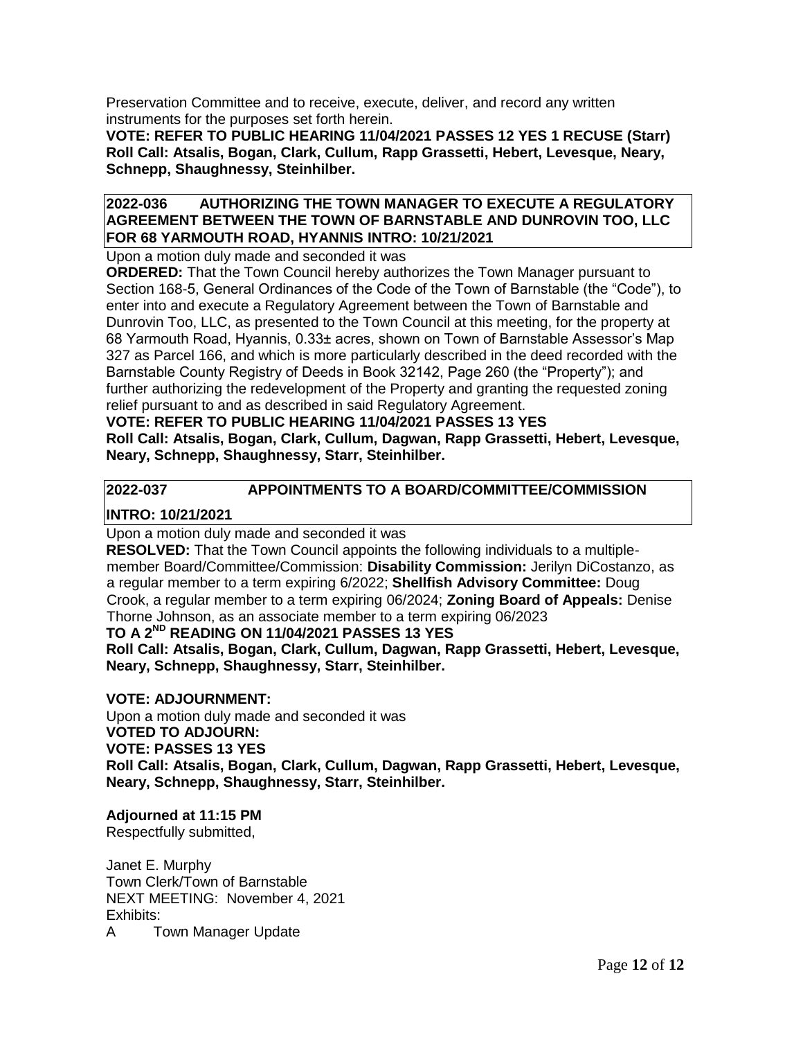Preservation Committee and to receive, execute, deliver, and record any written instruments for the purposes set forth herein.

**VOTE: REFER TO PUBLIC HEARING 11/04/2021 PASSES 12 YES 1 RECUSE (Starr)**
**Roll Call: Atsalis, Bogan, Clark, Cullum, Rapp Grassetti, Hebert, Levesque, Neary, Schnepp, Shaughnessy, Steinhilber.**

**2022-036 AUTHORIZING THE TOWN MANAGER TO EXECUTE A REGULATORY AGREEMENT BETWEEN THE TOWN OF BARNSTABLE AND DUNROVIN TOO, LLC FOR 68 YARMOUTH ROAD, HYANNIS INTRO: 10/21/2021**

Upon a motion duly made and seconded it was

**ORDERED:** That the Town Council hereby authorizes the Town Manager pursuant to Section 168-5, General Ordinances of the Code of the Town of Barnstable (the "Code"), to enter into and execute a Regulatory Agreement between the Town of Barnstable and Dunrovin Too, LLC, as presented to the Town Council at this meeting, for the property at 68 Yarmouth Road, Hyannis, 0.33± acres, shown on Town of Barnstable Assessor's Map 327 as Parcel 166, and which is more particularly described in the deed recorded with the Barnstable County Registry of Deeds in Book 32142, Page 260 (the "Property"); and further authorizing the redevelopment of the Property and granting the requested zoning relief pursuant to and as described in said Regulatory Agreement.

**VOTE: REFER TO PUBLIC HEARING 11/04/2021 PASSES 13 YES**
**Roll Call: Atsalis, Bogan, Clark, Cullum, Dagwan, Rapp Grassetti, Hebert, Levesque, Neary, Schnepp, Shaughnessy, Starr, Steinhilber.**

**2022-037 APPOINTMENTS TO A BOARD/COMMITTEE/COMMISSION**

**INTRO: 10/21/2021**

Upon a motion duly made and seconded it was

**RESOLVED:** That the Town Council appoints the following individuals to a multiple-member Board/Committee/Commission: **Disability Commission:** Jerilyn DiCostanzo, as a regular member to a term expiring 6/2022; **Shellfish Advisory Committee:** Doug Crook, a regular member to a term expiring 06/2024; **Zoning Board of Appeals:** Denise Thorne Johnson, as an associate member to a term expiring 06/2023

**TO A 2ND READING ON 11/04/2021 PASSES 13 YES**
**Roll Call: Atsalis, Bogan, Clark, Cullum, Dagwan, Rapp Grassetti, Hebert, Levesque, Neary, Schnepp, Shaughnessy, Starr, Steinhilber.**

**VOTE: ADJOURNMENT:**

Upon a motion duly made and seconded it was

**VOTED TO ADJOURN:**
**VOTE: PASSES 13 YES**
**Roll Call: Atsalis, Bogan, Clark, Cullum, Dagwan, Rapp Grassetti, Hebert, Levesque, Neary, Schnepp, Shaughnessy, Starr, Steinhilber.**

**Adjourned at 11:15 PM**

Respectfully submitted,

Janet E. Murphy
Town Clerk/Town of Barnstable
NEXT MEETING: November 4, 2021
Exhibits:
A Town Manager Update